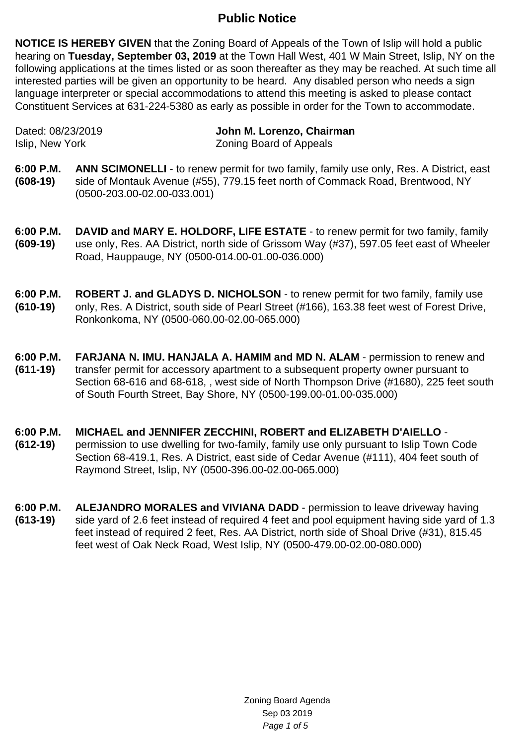# Public Notice

**NOTICE IS HEREBY GIVEN** that the Zoning Board of Appeals of the Town of Islip will hold a public hearing on **Tuesday, September 03, 2019** at the Town Hall West, 401 W Main Street, Islip, NY on the following applications at the times listed or as soon thereafter as they may be reached. At such time all interested parties will be given an opportunity to be heard. Any disabled person who needs a sign language interpreter or special accommodations to attend this meeting is asked to please contact Constituent Services at 631-224-5380 as early as possible in order for the Town to accommodate.

Dated: 08/23/2019
Islip, New York

**John M. Lorenzo, Chairman**
Zoning Board of Appeals

**6:00 P.M. (608-19)** **ANN SCIMONELLI** - to renew permit for two family, family use only, Res. A District, east side of Montauk Avenue (#55), 779.15 feet north of Commack Road, Brentwood, NY (0500-203.00-02.00-033.001)

**6:00 P.M. (609-19)** **DAVID and MARY E. HOLDORF, LIFE ESTATE** - to renew permit for two family, family use only, Res. AA District, north side of Grissom Way (#37), 597.05 feet east of Wheeler Road, Hauppauge, NY (0500-014.00-01.00-036.000)

**6:00 P.M. (610-19)** **ROBERT J. and GLADYS D. NICHOLSON** - to renew permit for two family, family use only, Res. A District, south side of Pearl Street (#166), 163.38 feet west of Forest Drive, Ronkonkoma, NY (0500-060.00-02.00-065.000)

**6:00 P.M. (611-19)** **FARJANA N. IMU. HANJALA A. HAMIM and MD N. ALAM** - permission to renew and transfer permit for accessory apartment to a subsequent property owner pursuant to Section 68-616 and 68-618, , west side of North Thompson Drive (#1680), 225 feet south of South Fourth Street, Bay Shore, NY (0500-199.00-01.00-035.000)

**6:00 P.M. (612-19)** **MICHAEL and JENNIFER ZECCHINI, ROBERT and ELIZABETH D'AIELLO** - permission to use dwelling for two-family, family use only pursuant to Islip Town Code Section 68-419.1, Res. A District, east side of Cedar Avenue (#111), 404 feet south of Raymond Street, Islip, NY (0500-396.00-02.00-065.000)

**6:00 P.M. (613-19)** **ALEJANDRO MORALES and VIVIANA DADD** - permission to leave driveway having side yard of 2.6 feet instead of required 4 feet and pool equipment having side yard of 1.3 feet instead of required 2 feet, Res. AA District, north side of Shoal Drive (#31), 815.45 feet west of Oak Neck Road, West Islip, NY (0500-479.00-02.00-080.000)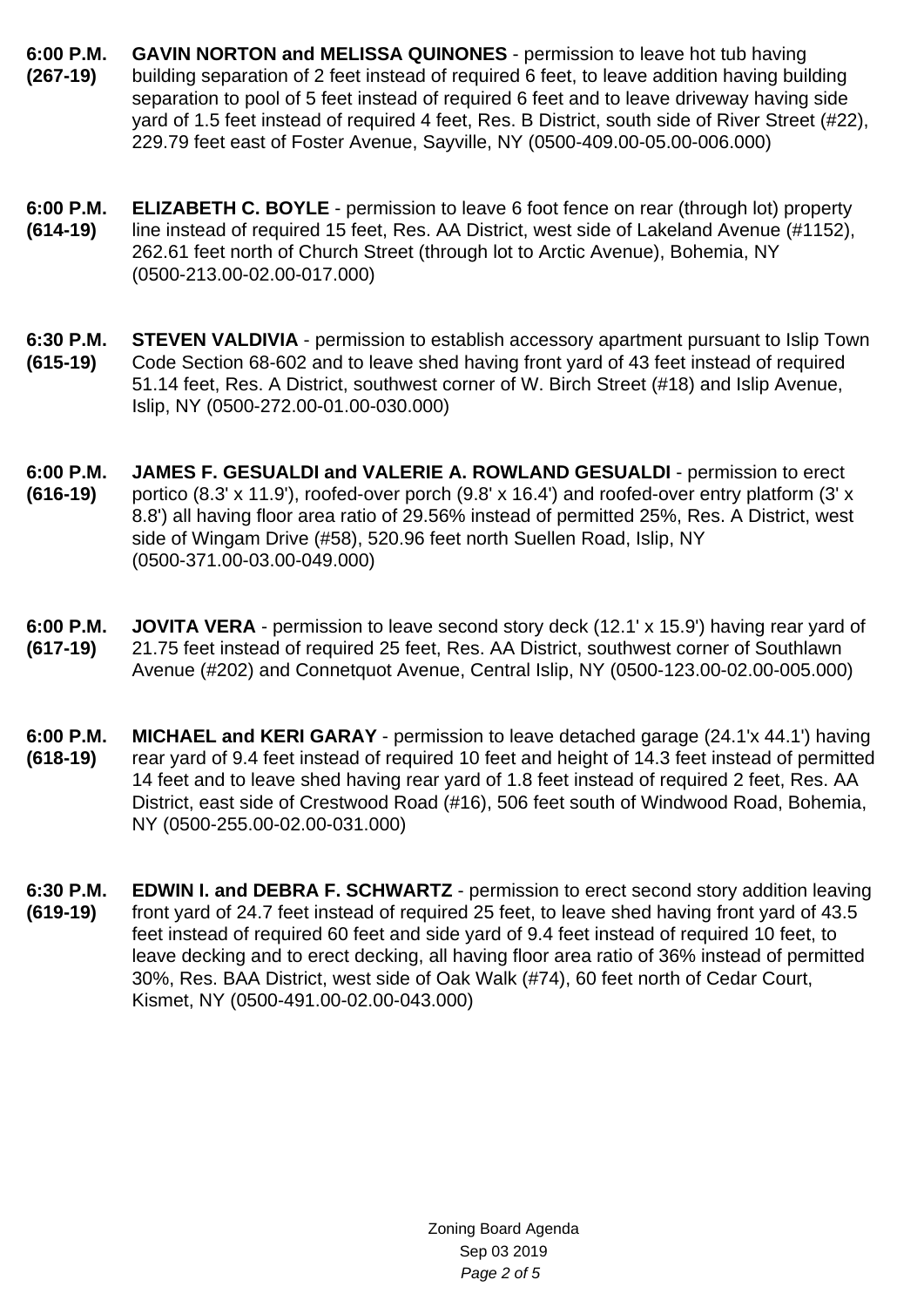**6:00 P.M.**
**(267-19)**

**GAVIN NORTON and MELISSA QUINONES** - permission to leave hot tub having building separation of 2 feet instead of required 6 feet, to leave addition having building separation to pool of 5 feet instead of required 6 feet and to leave driveway having side yard of 1.5 feet instead of required 4 feet, Res. B District, south side of River Street (#22), 229.79 feet east of Foster Avenue, Sayville, NY (0500-409.00-05.00-006.000)

**6:00 P.M.**
**(614-19)**

**ELIZABETH C. BOYLE** - permission to leave 6 foot fence on rear (through lot) property line instead of required 15 feet, Res. AA District, west side of Lakeland Avenue (#1152), 262.61 feet north of Church Street (through lot to Arctic Avenue), Bohemia, NY (0500-213.00-02.00-017.000)

**6:30 P.M.**
**(615-19)**

**STEVEN VALDIVIA** - permission to establish accessory apartment pursuant to Islip Town Code Section 68-602 and to leave shed having front yard of 43 feet instead of required 51.14 feet, Res. A District, southwest corner of W. Birch Street (#18) and Islip Avenue, Islip, NY (0500-272.00-01.00-030.000)

**6:00 P.M.**
**(616-19)**

**JAMES F. GESUALDI and VALERIE A. ROWLAND GESUALDI** - permission to erect portico (8.3' x 11.9'), roofed-over porch (9.8' x 16.4') and roofed-over entry platform (3' x 8.8') all having floor area ratio of 29.56% instead of permitted 25%, Res. A District, west side of Wingam Drive (#58), 520.96 feet north Suellen Road, Islip, NY (0500-371.00-03.00-049.000)

**6:00 P.M.**
**(617-19)**

**JOVITA VERA** - permission to leave second story deck (12.1' x 15.9') having rear yard of 21.75 feet instead of required 25 feet, Res. AA District, southwest corner of Southlawn Avenue (#202) and Connetquot Avenue, Central Islip, NY (0500-123.00-02.00-005.000)

**6:00 P.M.**
**(618-19)**

**MICHAEL and KERI GARAY** - permission to leave detached garage (24.1'x 44.1') having rear yard of 9.4 feet instead of required 10 feet and height of 14.3 feet instead of permitted 14 feet and to leave shed having rear yard of 1.8 feet instead of required 2 feet, Res. AA District, east side of Crestwood Road (#16), 506 feet south of Windwood Road, Bohemia, NY (0500-255.00-02.00-031.000)

**6:30 P.M.**
**(619-19)**

**EDWIN I. and DEBRA F. SCHWARTZ** - permission to erect second story addition leaving front yard of 24.7 feet instead of required 25 feet, to leave shed having front yard of 43.5 feet instead of required 60 feet and side yard of 9.4 feet instead of required 10 feet, to leave decking and to erect decking, all having floor area ratio of 36% instead of permitted 30%, Res. BAA District, west side of Oak Walk (#74), 60 feet north of Cedar Court, Kismet, NY (0500-491.00-02.00-043.000)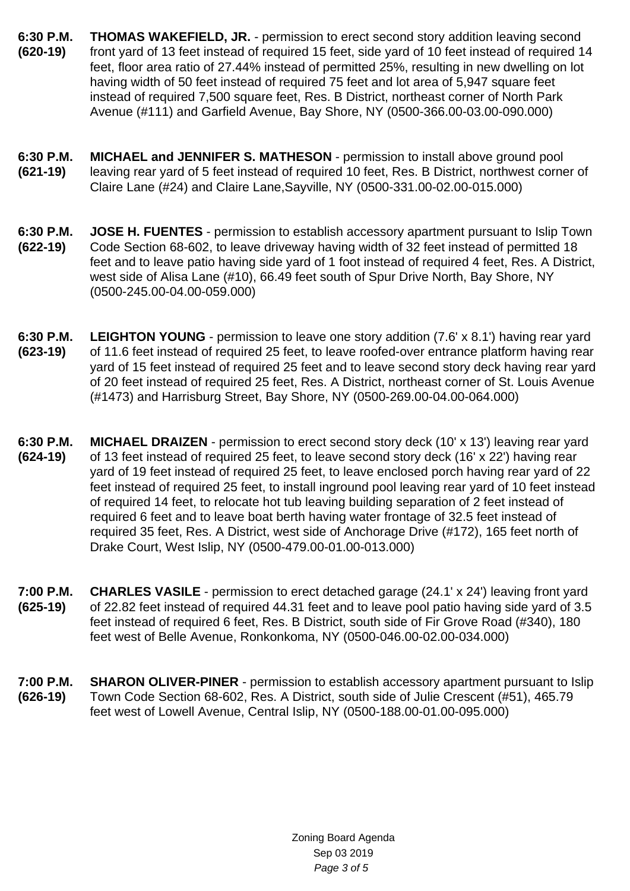**6:30 P.M. (620-19)** **THOMAS WAKEFIELD, JR.** - permission to erect second story addition leaving second front yard of 13 feet instead of required 15 feet, side yard of 10 feet instead of required 14 feet, floor area ratio of 27.44% instead of permitted 25%, resulting in new dwelling on lot having width of 50 feet instead of required 75 feet and lot area of 5,947 square feet instead of required 7,500 square feet, Res. B District, northeast corner of North Park Avenue (#111) and Garfield Avenue, Bay Shore, NY (0500-366.00-03.00-090.000)

**6:30 P.M. (621-19)** **MICHAEL and JENNIFER S. MATHESON** - permission to install above ground pool leaving rear yard of 5 feet instead of required 10 feet, Res. B District, northwest corner of Claire Lane (#24) and Claire Lane,Sayville, NY (0500-331.00-02.00-015.000)

**6:30 P.M. (622-19)** **JOSE H. FUENTES** - permission to establish accessory apartment pursuant to Islip Town Code Section 68-602, to leave driveway having width of 32 feet instead of permitted 18 feet and to leave patio having side yard of 1 foot instead of required 4 feet, Res. A District, west side of Alisa Lane (#10), 66.49 feet south of Spur Drive North, Bay Shore, NY (0500-245.00-04.00-059.000)

**6:30 P.M. (623-19)** **LEIGHTON YOUNG** - permission to leave one story addition (7.6' x 8.1') having rear yard of 11.6 feet instead of required 25 feet, to leave roofed-over entrance platform having rear yard of 15 feet instead of required 25 feet and to leave second story deck having rear yard of 20 feet instead of required 25 feet, Res. A District, northeast corner of St. Louis Avenue (#1473) and Harrisburg Street, Bay Shore, NY (0500-269.00-04.00-064.000)

**6:30 P.M. (624-19)** **MICHAEL DRAIZEN** - permission to erect second story deck (10' x 13') leaving rear yard of 13 feet instead of required 25 feet, to leave second story deck (16' x 22') having rear yard of 19 feet instead of required 25 feet, to leave enclosed porch having rear yard of 22 feet instead of required 25 feet, to install inground pool leaving rear yard of 10 feet instead of required 14 feet, to relocate hot tub leaving building separation of 2 feet instead of required 6 feet and to leave boat berth having water frontage of 32.5 feet instead of required 35 feet, Res. A District, west side of Anchorage Drive (#172), 165 feet north of Drake Court, West Islip, NY (0500-479.00-01.00-013.000)

**7:00 P.M. (625-19)** **CHARLES VASILE** - permission to erect detached garage (24.1' x 24') leaving front yard of 22.82 feet instead of required 44.31 feet and to leave pool patio having side yard of 3.5 feet instead of required 6 feet, Res. B District, south side of Fir Grove Road (#340), 180 feet west of Belle Avenue, Ronkonkoma, NY (0500-046.00-02.00-034.000)

**7:00 P.M. (626-19)** **SHARON OLIVER-PINER** - permission to establish accessory apartment pursuant to Islip Town Code Section 68-602, Res. A District, south side of Julie Crescent (#51), 465.79 feet west of Lowell Avenue, Central Islip, NY (0500-188.00-01.00-095.000)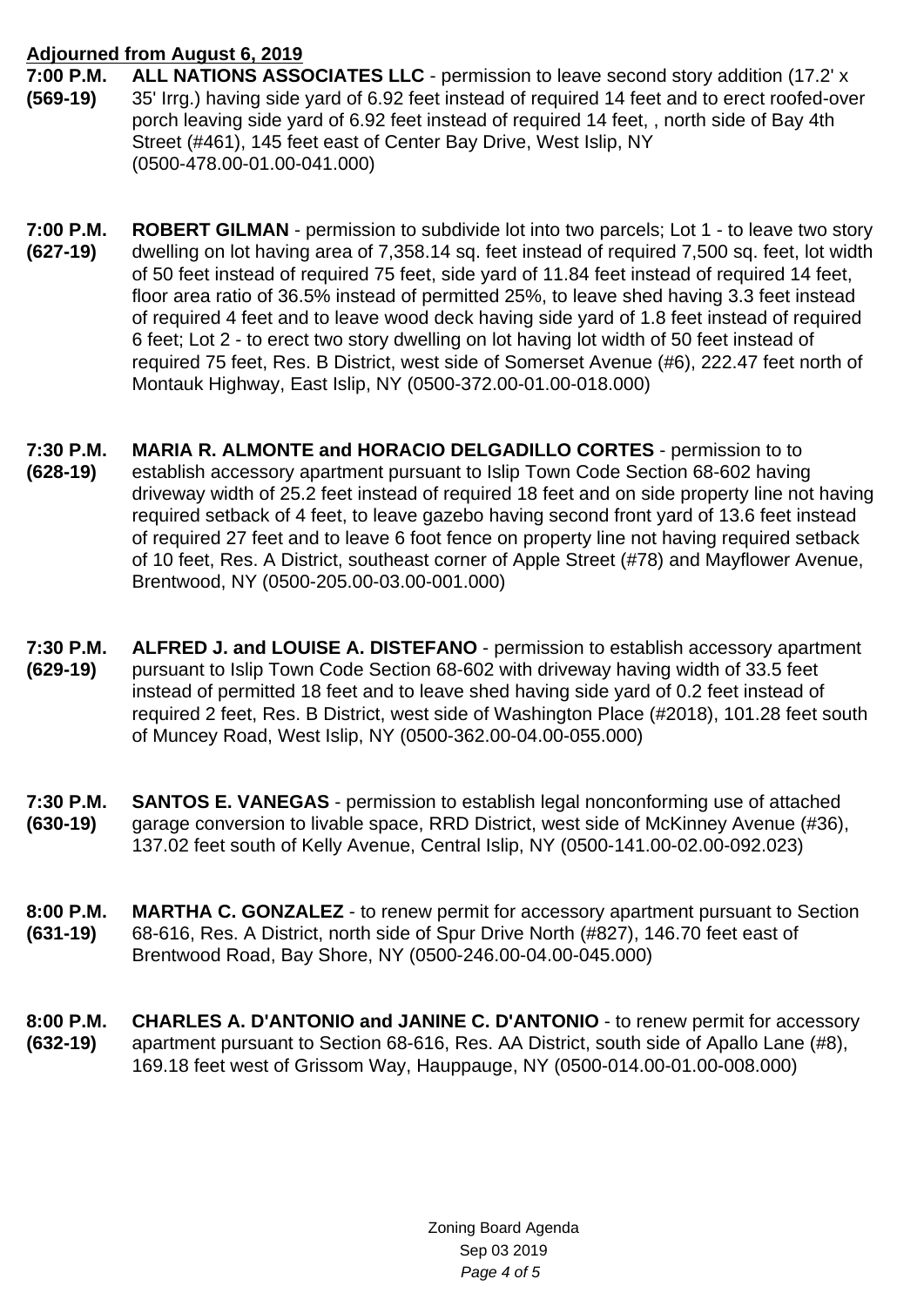**Adjourned from August 6, 2019**

**7:00 P.M. (569-19)** **ALL NATIONS ASSOCIATES LLC** - permission to leave second story addition (17.2' x 35' Irrg.) having side yard of 6.92 feet instead of required 14 feet and to erect roofed-over porch leaving side yard of 6.92 feet instead of required 14 feet, , north side of Bay 4th Street (#461), 145 feet east of Center Bay Drive, West Islip, NY (0500-478.00-01.00-041.000)

**7:00 P.M. (627-19)** **ROBERT GILMAN** - permission to subdivide lot into two parcels; Lot 1 - to leave two story dwelling on lot having area of 7,358.14 sq. feet instead of required 7,500 sq. feet, lot width of 50 feet instead of required 75 feet, side yard of 11.84 feet instead of required 14 feet, floor area ratio of 36.5% instead of permitted 25%, to leave shed having 3.3 feet instead of required 4 feet and to leave wood deck having side yard of 1.8 feet instead of required 6 feet; Lot 2 - to erect two story dwelling on lot having lot width of 50 feet instead of required 75 feet, Res. B District, west side of Somerset Avenue (#6), 222.47 feet north of Montauk Highway, East Islip, NY (0500-372.00-01.00-018.000)

**7:30 P.M. (628-19)** **MARIA R. ALMONTE and HORACIO DELGADILLO CORTES** - permission to to establish accessory apartment pursuant to Islip Town Code Section 68-602 having driveway width of 25.2 feet instead of required 18 feet and on side property line not having required setback of 4 feet, to leave gazebo having second front yard of 13.6 feet instead of required 27 feet and to leave 6 foot fence on property line not having required setback of 10 feet, Res. A District, southeast corner of Apple Street (#78) and Mayflower Avenue, Brentwood, NY (0500-205.00-03.00-001.000)

**7:30 P.M. (629-19)** **ALFRED J. and LOUISE A. DISTEFANO** - permission to establish accessory apartment pursuant to Islip Town Code Section 68-602 with driveway having width of 33.5 feet instead of permitted 18 feet and to leave shed having side yard of 0.2 feet instead of required 2 feet, Res. B District, west side of Washington Place (#2018), 101.28 feet south of Muncey Road, West Islip, NY (0500-362.00-04.00-055.000)

**7:30 P.M. (630-19)** **SANTOS E. VANEGAS** - permission to establish legal nonconforming use of attached garage conversion to livable space, RRD District, west side of McKinney Avenue (#36), 137.02 feet south of Kelly Avenue, Central Islip, NY (0500-141.00-02.00-092.023)

**8:00 P.M. (631-19)** **MARTHA C. GONZALEZ** - to renew permit for accessory apartment pursuant to Section 68-616, Res. A District, north side of Spur Drive North (#827), 146.70 feet east of Brentwood Road, Bay Shore, NY (0500-246.00-04.00-045.000)

**8:00 P.M. (632-19)** **CHARLES A. D'ANTONIO and JANINE C. D'ANTONIO** - to renew permit for accessory apartment pursuant to Section 68-616, Res. AA District, south side of Apallo Lane (#8), 169.18 feet west of Grissom Way, Hauppauge, NY (0500-014.00-01.00-008.000)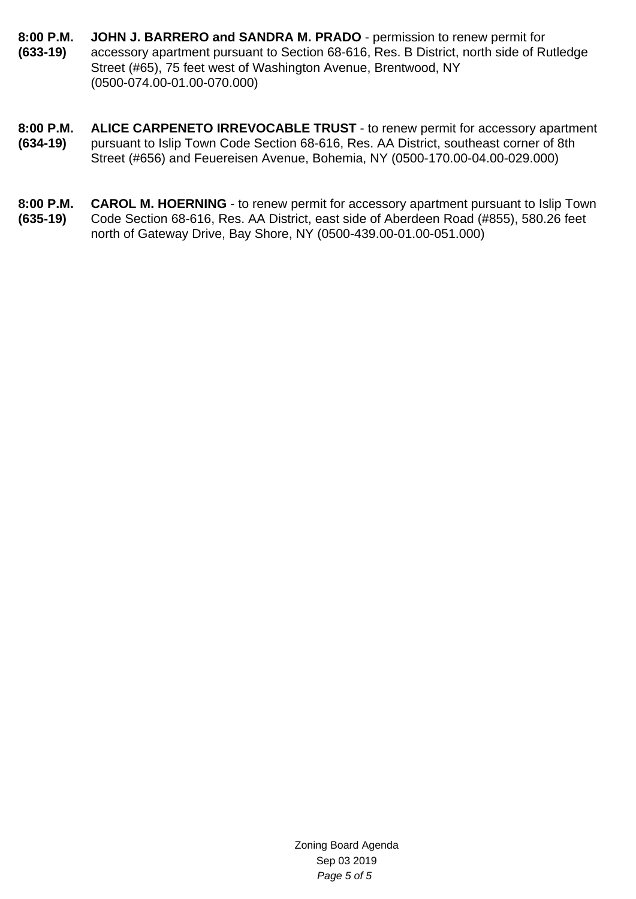**8:00 P.M.** **JOHN J. BARRERO and SANDRA M. PRADO** - permission to renew permit for
**(633-19)** accessory apartment pursuant to Section 68-616, Res. B District, north side of Rutledge Street (#65), 75 feet west of Washington Avenue, Brentwood, NY (0500-074.00-01.00-070.000)

**8:00 P.M.** **ALICE CARPENETO IRREVOCABLE TRUST** - to renew permit for accessory apartment
**(634-19)** pursuant to Islip Town Code Section 68-616, Res. AA District, southeast corner of 8th Street (#656) and Feuereisen Avenue, Bohemia, NY (0500-170.00-04.00-029.000)

**8:00 P.M.** **CAROL M. HOERNING** - to renew permit for accessory apartment pursuant to Islip Town
**(635-19)** Code Section 68-616, Res. AA District, east side of Aberdeen Road (#855), 580.26 feet north of Gateway Drive, Bay Shore, NY (0500-439.00-01.00-051.000)